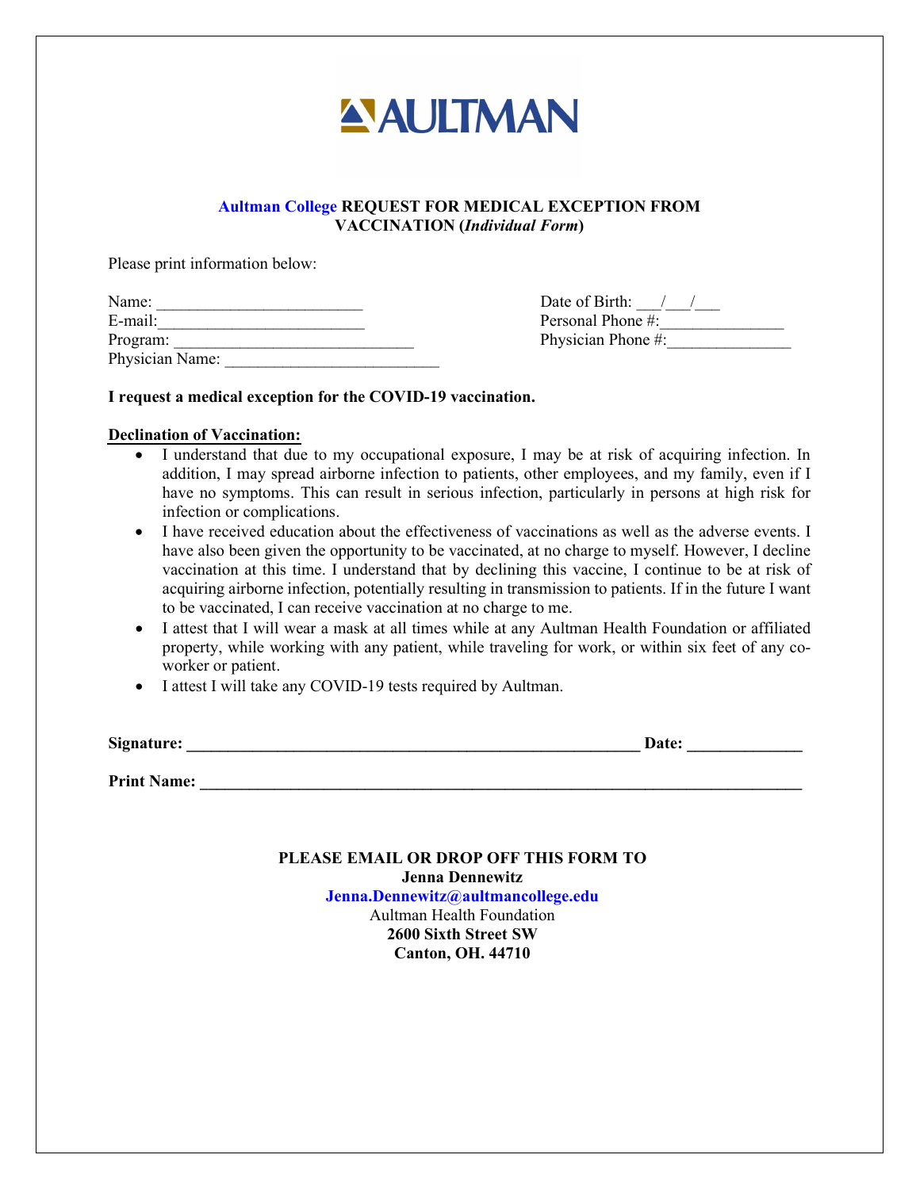AULTMAN

**Aultman College REQUEST FOR MEDICAL EXCEPTION FROM VACCINATION (*Individual Form*)**

Please print information below:

Name: _________________________

E-mail:_________________________

Program: _____________________________

Physician Name: __________________________

Date of Birth: ___/___/___

Personal Phone #:_______________

Physician Phone #:_______________

**I request a medical exception for the COVID-19 vaccination.**

**Declination of Vaccination:**

- I understand that due to my occupational exposure, I may be at risk of acquiring infection. In addition, I may spread airborne infection to patients, other employees, and my family, even if I have no symptoms. This can result in serious infection, particularly in persons at high risk for infection or complications.
- I have received education about the effectiveness of vaccinations as well as the adverse events. I have also been given the opportunity to be vaccinated, at no charge to myself. However, I decline vaccination at this time. I understand that by declining this vaccine, I continue to be at risk of acquiring airborne infection, potentially resulting in transmission to patients. If in the future I want to be vaccinated, I can receive vaccination at no charge to me.
- I attest that I will wear a mask at all times while at any Aultman Health Foundation or affiliated property, while working with any patient, while traveling for work, or within six feet of any co-worker or patient.
- I attest I will take any COVID-19 tests required by Aultman.

**Signature: _______________________________________________________ Date: _____________**

**Print Name: _________________________________________________________________________**

**PLEASE EMAIL OR DROP OFF THIS FORM TO**
**Jenna Dennewitz**
**Jenna.Dennewitz@aultmancollege.edu**
Aultman Health Foundation
**2600 Sixth Street SW**
**Canton, OH. 44710**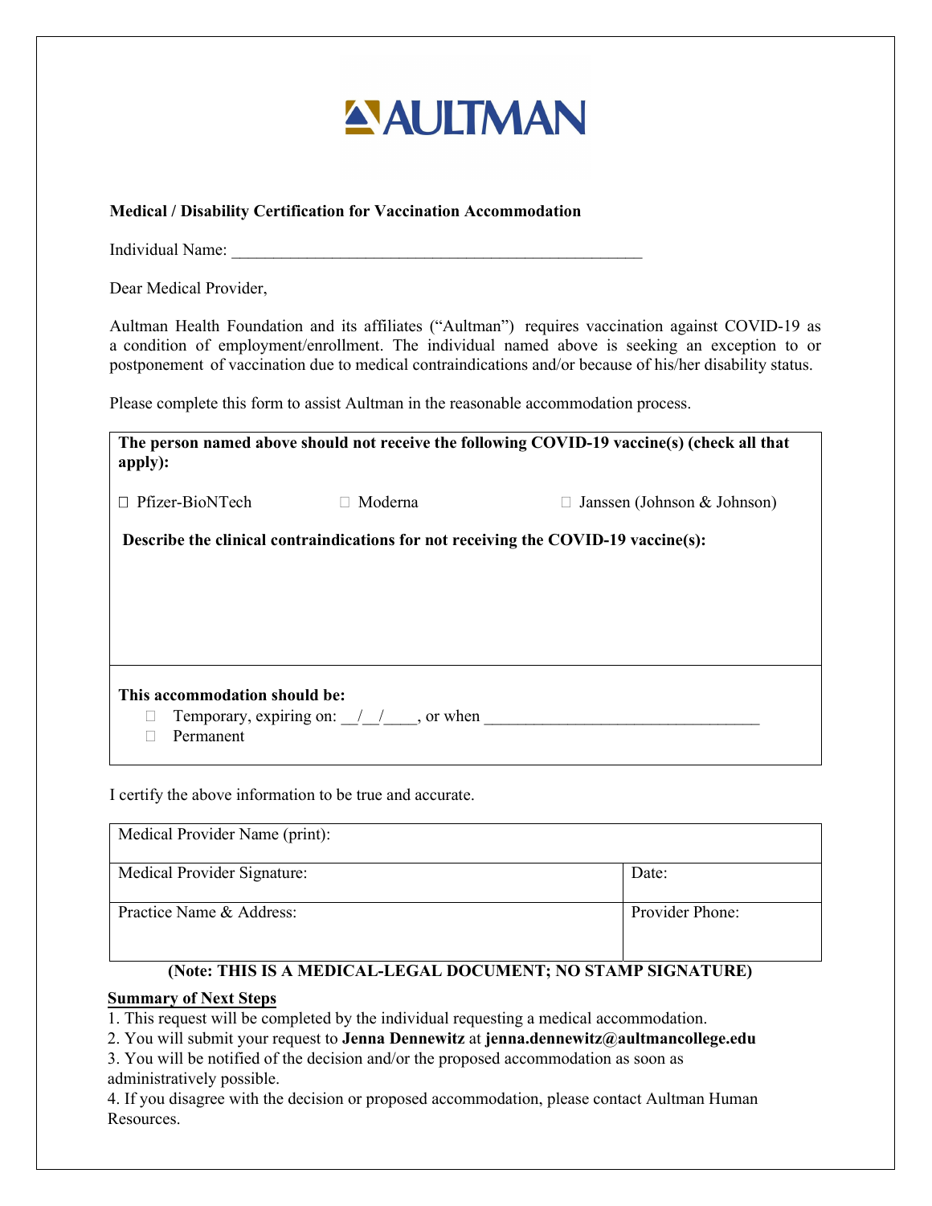AULTMAN

**Medical / Disability Certification for Vaccination Accommodation**

Individual Name: ___________________________________________________

Dear Medical Provider,

Aultman Health Foundation and its affiliates ("Aultman") requires vaccination against COVID-19 as a condition of employment/enrollment. The individual named above is seeking an exception to or postponement of vaccination due to medical contraindications and/or because of his/her disability status.

Please complete this form to assist Aultman in the reasonable accommodation process.

**The person named above should not receive the following COVID-19 vaccine(s) (check all that apply):**

☐ Pfizer-BioNTech ☐ Moderna ☐ Janssen (Johnson & Johnson)

**Describe the clinical contraindications for not receiving the COVID-19 vaccine(s):**

**This accommodation should be:**

- ☐ Temporary, expiring on: __/__/____, or when _________________________________
- ☐ Permanent

I certify the above information to be true and accurate.

| | |
|---|---|
| Medical Provider Name (print): | |
| Medical Provider Signature: | Date: |
| Practice Name & Address: | Provider Phone: |

**(Note: THIS IS A MEDICAL-LEGAL DOCUMENT; NO STAMP SIGNATURE)**

**Summary of Next Steps**

1. This request will be completed by the individual requesting a medical accommodation.
2. You will submit your request to **Jenna Dennewitz** at **jenna.dennewitz@aultmancollege.edu**
3. You will be notified of the decision and/or the proposed accommodation as soon as administratively possible.
4. If you disagree with the decision or proposed accommodation, please contact Aultman Human Resources.